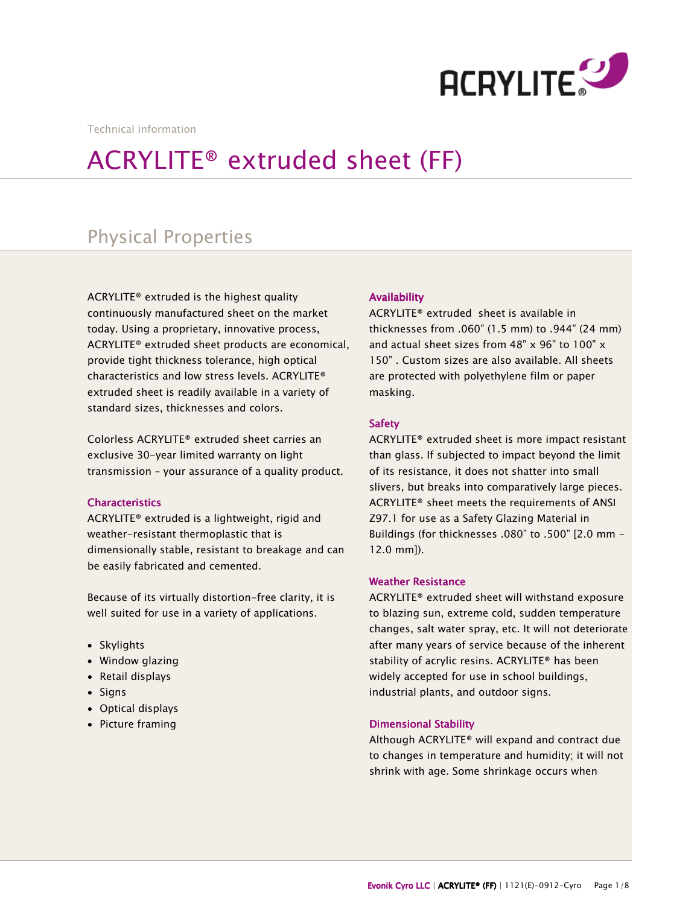Technical information

# ACRYLITE® extruded sheet (FF)

## Physical Properties

ACRYLITE® extruded is the highest quality continuously manufactured sheet on the market today. Using a proprietary, innovative process, ACRYLITE® extruded sheet products are economical, provide tight thickness tolerance, high optical characteristics and low stress levels. ACRYLITE® extruded sheet is readily available in a variety of standard sizes, thicknesses and colors.

Colorless ACRYLITE® extruded sheet carries an exclusive 30-year limited warranty on light transmission – your assurance of a quality product.

### Characteristics

ACRYLITE® extruded is a lightweight, rigid and weather-resistant thermoplastic that is dimensionally stable, resistant to breakage and can be easily fabricated and cemented.

Because of its virtually distortion-free clarity, it is well suited for use in a variety of applications.

- Skylights
- Window glazing
- Retail displays
- Signs
- Optical displays
- Picture framing

### Availability

ACRYLITE® extruded sheet is available in thicknesses from .060" (1.5 mm) to .944" (24 mm) and actual sheet sizes from 48" x 96" to 100" x 150" . Custom sizes are also available. All sheets are protected with polyethylene film or paper masking.

### Safety

ACRYLITE® extruded sheet is more impact resistant than glass. If subjected to impact beyond the limit of its resistance, it does not shatter into small slivers, but breaks into comparatively large pieces. ACRYLITE® sheet meets the requirements of ANSI Z97.1 for use as a Safety Glazing Material in Buildings (for thicknesses .080" to .500" [2.0 mm – 12.0 mm]).

### Weather Resistance

ACRYLITE® extruded sheet will withstand exposure to blazing sun, extreme cold, sudden temperature changes, salt water spray, etc. It will not deteriorate after many years of service because of the inherent stability of acrylic resins. ACRYLITE® has been widely accepted for use in school buildings, industrial plants, and outdoor signs.

### Dimensional Stability

Although ACRYLITE® will expand and contract due to changes in temperature and humidity; it will not shrink with age. Some shrinkage occurs when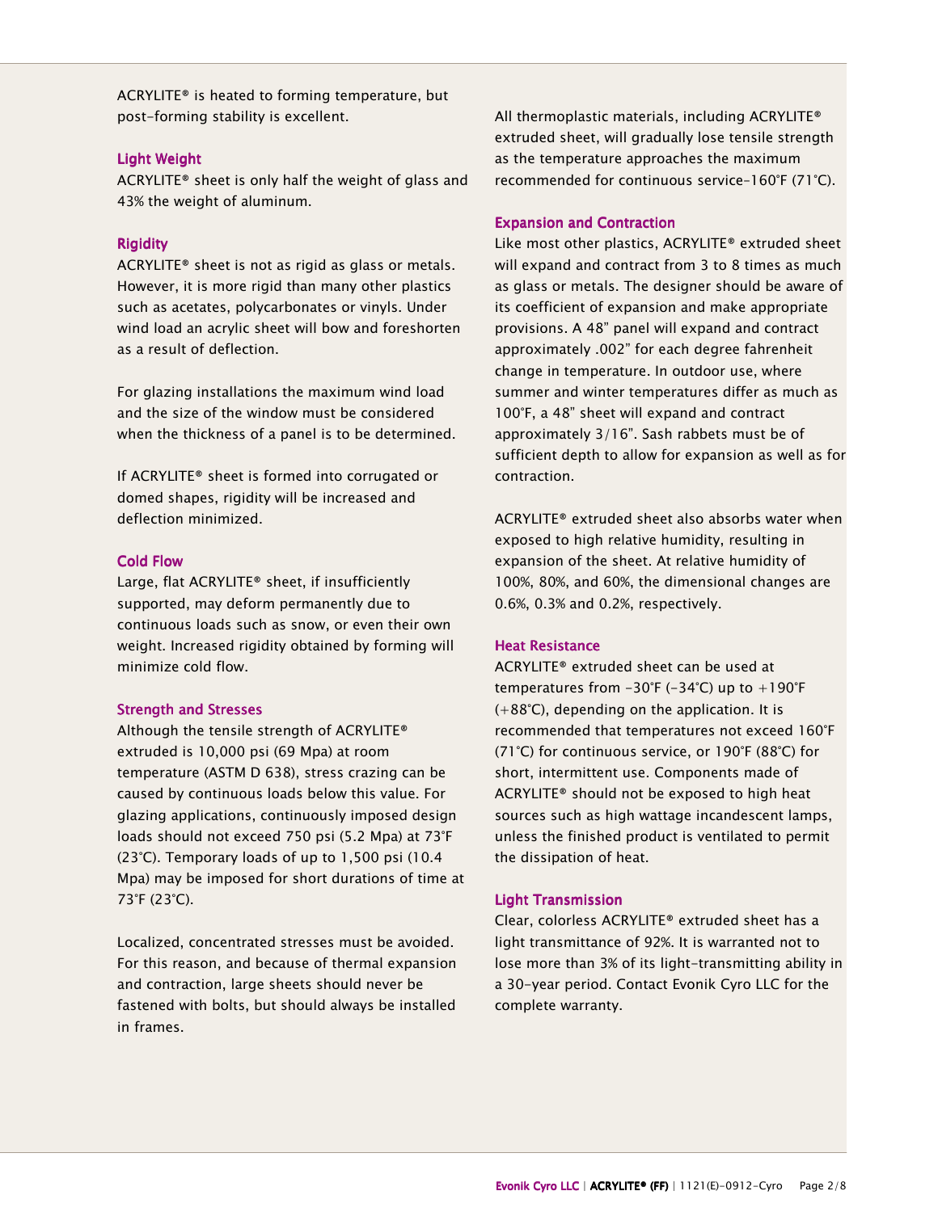ACRYLITE® is heated to forming temperature, but post-forming stability is excellent.

### Light Weight

ACRYLITE® sheet is only half the weight of glass and 43% the weight of aluminum.

### Rigidity

ACRYLITE® sheet is not as rigid as glass or metals. However, it is more rigid than many other plastics such as acetates, polycarbonates or vinyls. Under wind load an acrylic sheet will bow and foreshorten as a result of deflection.

For glazing installations the maximum wind load and the size of the window must be considered when the thickness of a panel is to be determined.

If ACRYLITE® sheet is formed into corrugated or domed shapes, rigidity will be increased and deflection minimized.

### Cold Flow

Large, flat ACRYLITE® sheet, if insufficiently supported, may deform permanently due to continuous loads such as snow, or even their own weight. Increased rigidity obtained by forming will minimize cold flow.

### Strength and Stresses

Although the tensile strength of ACRYLITE® extruded is 10,000 psi (69 Mpa) at room temperature (ASTM D 638), stress crazing can be caused by continuous loads below this value. For glazing applications, continuously imposed design loads should not exceed 750 psi (5.2 Mpa) at 73°F (23°C). Temporary loads of up to 1,500 psi (10.4 Mpa) may be imposed for short durations of time at 73°F (23°C).

Localized, concentrated stresses must be avoided. For this reason, and because of thermal expansion and contraction, large sheets should never be fastened with bolts, but should always be installed in frames.

All thermoplastic materials, including ACRYLITE® extruded sheet, will gradually lose tensile strength as the temperature approaches the maximum recommended for continuous service–160°F (71°C).

### Expansion and Contraction

Like most other plastics, ACRYLITE® extruded sheet will expand and contract from 3 to 8 times as much as glass or metals. The designer should be aware of its coefficient of expansion and make appropriate provisions. A 48" panel will expand and contract approximately .002" for each degree fahrenheit change in temperature. In outdoor use, where summer and winter temperatures differ as much as 100°F, a 48" sheet will expand and contract approximately 3/16". Sash rabbets must be of sufficient depth to allow for expansion as well as for contraction.

ACRYLITE® extruded sheet also absorbs water when exposed to high relative humidity, resulting in expansion of the sheet. At relative humidity of 100%, 80%, and 60%, the dimensional changes are 0.6%, 0.3% and 0.2%, respectively.

### Heat Resistance

ACRYLITE® extruded sheet can be used at temperatures from -30°F (-34°C) up to +190°F (+88°C), depending on the application. It is recommended that temperatures not exceed 160°F (71°C) for continuous service, or 190°F (88°C) for short, intermittent use. Components made of ACRYLITE® should not be exposed to high heat sources such as high wattage incandescent lamps, unless the finished product is ventilated to permit the dissipation of heat.

### Light Transmission

Clear, colorless ACRYLITE® extruded sheet has a light transmittance of 92%. It is warranted not to lose more than 3% of its light-transmitting ability in a 30-year period. Contact Evonik Cyro LLC for the complete warranty.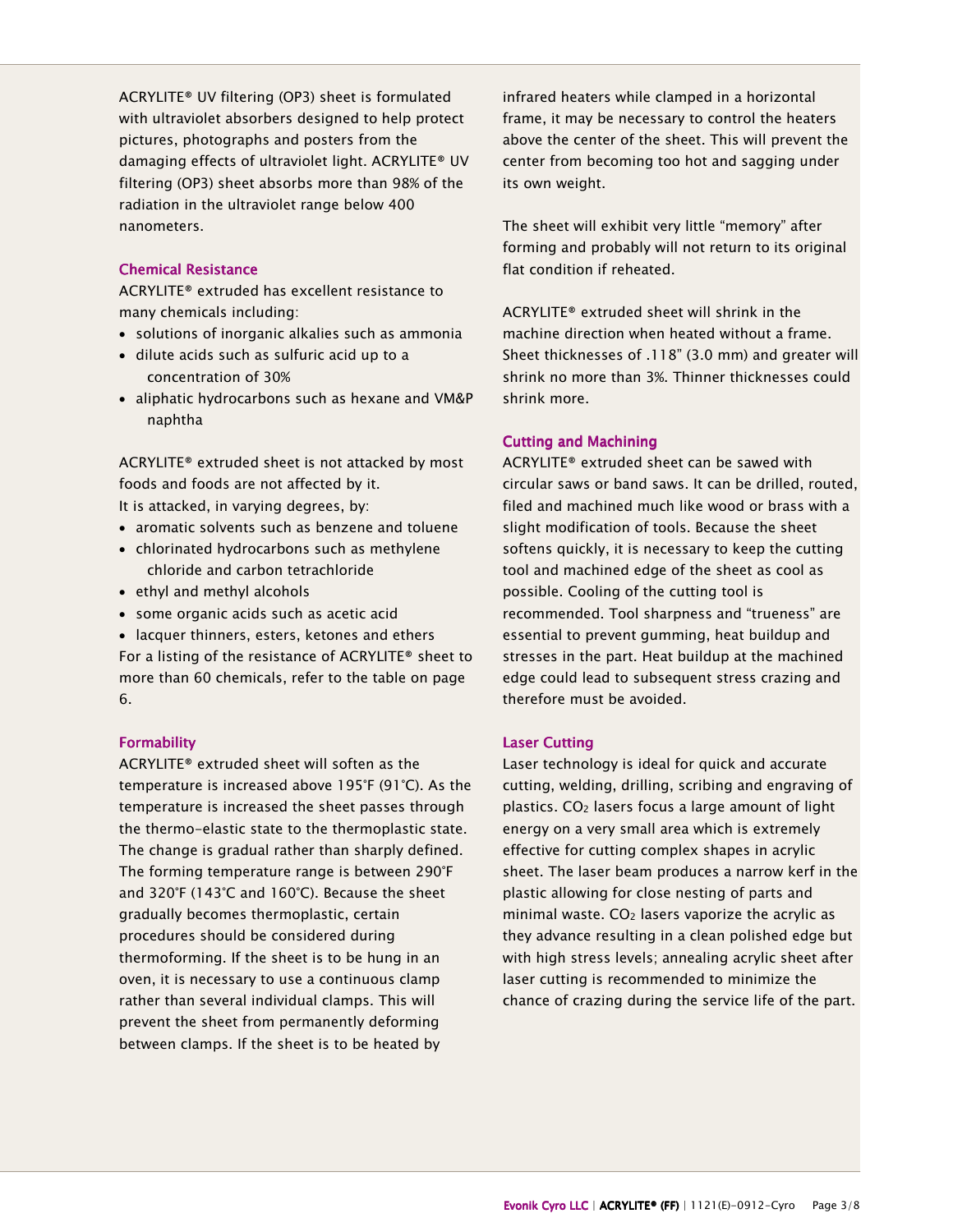ACRYLITE® UV filtering (OP3) sheet is formulated with ultraviolet absorbers designed to help protect pictures, photographs and posters from the damaging effects of ultraviolet light. ACRYLITE® UV filtering (OP3) sheet absorbs more than 98% of the radiation in the ultraviolet range below 400 nanometers.

## Chemical Resistance

ACRYLITE® extruded has excellent resistance to many chemicals including:

- solutions of inorganic alkalies such as ammonia
- dilute acids such as sulfuric acid up to a concentration of 30%
- aliphatic hydrocarbons such as hexane and VM&P naphtha

ACRYLITE® extruded sheet is not attacked by most foods and foods are not affected by it.
It is attacked, in varying degrees, by:

- aromatic solvents such as benzene and toluene
- chlorinated hydrocarbons such as methylene chloride and carbon tetrachloride
- ethyl and methyl alcohols
- some organic acids such as acetic acid
- lacquer thinners, esters, ketones and ethers

For a listing of the resistance of ACRYLITE® sheet to more than 60 chemicals, refer to the table on page 6.

## Formability

ACRYLITE® extruded sheet will soften as the temperature is increased above 195°F (91°C). As the temperature is increased the sheet passes through the thermo-elastic state to the thermoplastic state. The change is gradual rather than sharply defined. The forming temperature range is between 290°F and 320°F (143°C and 160°C). Because the sheet gradually becomes thermoplastic, certain procedures should be considered during thermoforming. If the sheet is to be hung in an oven, it is necessary to use a continuous clamp rather than several individual clamps. This will prevent the sheet from permanently deforming between clamps. If the sheet is to be heated by infrared heaters while clamped in a horizontal frame, it may be necessary to control the heaters above the center of the sheet. This will prevent the center from becoming too hot and sagging under its own weight.

The sheet will exhibit very little "memory" after forming and probably will not return to its original flat condition if reheated.

ACRYLITE® extruded sheet will shrink in the machine direction when heated without a frame. Sheet thicknesses of .118" (3.0 mm) and greater will shrink no more than 3%. Thinner thicknesses could shrink more.

## Cutting and Machining

ACRYLITE® extruded sheet can be sawed with circular saws or band saws. It can be drilled, routed, filed and machined much like wood or brass with a slight modification of tools. Because the sheet softens quickly, it is necessary to keep the cutting tool and machined edge of the sheet as cool as possible. Cooling of the cutting tool is recommended. Tool sharpness and "trueness" are essential to prevent gumming, heat buildup and stresses in the part. Heat buildup at the machined edge could lead to subsequent stress crazing and therefore must be avoided.

## Laser Cutting

Laser technology is ideal for quick and accurate cutting, welding, drilling, scribing and engraving of plastics. $CO_2$ lasers focus a large amount of light energy on a very small area which is extremely effective for cutting complex shapes in acrylic sheet. The laser beam produces a narrow kerf in the plastic allowing for close nesting of parts and minimal waste. $CO_2$ lasers vaporize the acrylic as they advance resulting in a clean polished edge but with high stress levels; annealing acrylic sheet after laser cutting is recommended to minimize the chance of crazing during the service life of the part.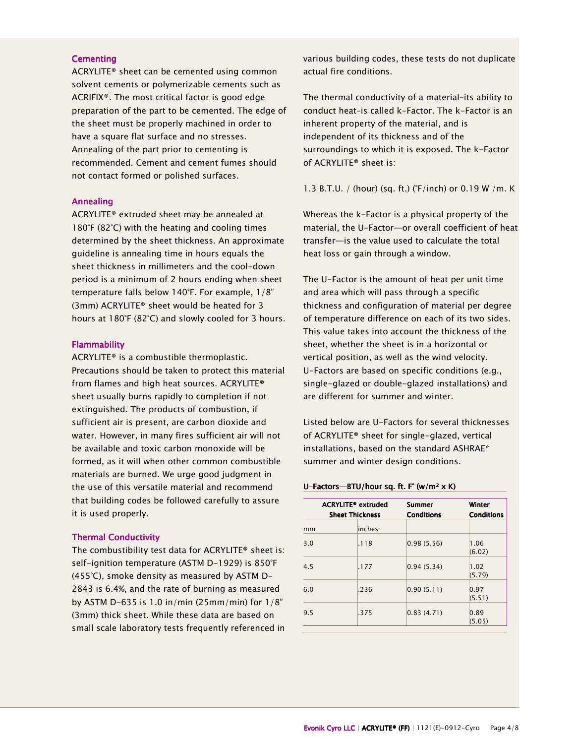## Cementing

ACRYLITE® sheet can be cemented using common solvent cements or polymerizable cements such as ACRIFIX®. The most critical factor is good edge preparation of the part to be cemented. The edge of the sheet must be properly machined in order to have a square flat surface and no stresses. Annealing of the part prior to cementing is recommended. Cement and cement fumes should not contact formed or polished surfaces.

## Annealing

ACRYLITE® extruded sheet may be annealed at 180°F (82°C) with the heating and cooling times determined by the sheet thickness. An approximate guideline is annealing time in hours equals the sheet thickness in millimeters and the cool-down period is a minimum of 2 hours ending when sheet temperature falls below 140°F. For example, 1/8" (3mm) ACRYLITE® sheet would be heated for 3 hours at 180°F (82°C) and slowly cooled for 3 hours.

## Flammability

ACRYLITE® is a combustible thermoplastic. Precautions should be taken to protect this material from flames and high heat sources. ACRYLITE® sheet usually burns rapidly to completion if not extinguished. The products of combustion, if sufficient air is present, are carbon dioxide and water. However, in many fires sufficient air will not be available and toxic carbon monoxide will be formed, as it will when other common combustible materials are burned. We urge good judgment in the use of this versatile material and recommend that building codes be followed carefully to assure it is used properly.

## Thermal Conductivity

The combustibility test data for ACRYLITE® sheet is: self-ignition temperature (ASTM D-1929) is 850°F (455°C), smoke density as measured by ASTM D-2843 is 6.4%, and the rate of burning as measured by ASTM D-635 is 1.0 in/min (25mm/min) for 1/8" (3mm) thick sheet. While these data are based on small scale laboratory tests frequently referenced in various building codes, these tests do not duplicate actual fire conditions.

The thermal conductivity of a material-its ability to conduct heat-is called k-Factor. The k-Factor is an inherent property of the material, and is independent of its thickness and of the surroundings to which it is exposed. The k-Factor of ACRYLITE® sheet is:

1.3 B.T.U. / (hour) (sq. ft.) (°F/inch) or 0.19 W /m. K

Whereas the k-Factor is a physical property of the material, the U-Factor—or overall coefficient of heat transfer—is the value used to calculate the total heat loss or gain through a window.

The U-Factor is the amount of heat per unit time and area which will pass through a specific thickness and configuration of material per degree of temperature difference on each of its two sides. This value takes into account the thickness of the sheet, whether the sheet is in a horizontal or vertical position, as well as the wind velocity. U-Factors are based on specific conditions (e.g., single-glazed or double-glazed installations) and are different for summer and winter.

Listed below are U-Factors for several thicknesses of ACRYLITE® sheet for single-glazed, vertical installations, based on the standard ASHRAE* summer and winter design conditions.

**U-Factors—BTU/hour sq. ft. F° (w/m² x K)**

| ACRYLITE® extruded Sheet Thickness | | Summer Conditions | Winter Conditions |
|---|---|---|---|
| mm | inches | | |
| 3.0 | .118 | 0.98 (5.56) | 1.06 (6.02) |
| 4.5 | .177 | 0.94 (5.34) | 1.02 (5.79) |
| 6.0 | .236 | 0.90 (5.11) | 0.97 (5.51) |
| 9.5 | .375 | 0.83 (4.71) | 0.89 (5.05) |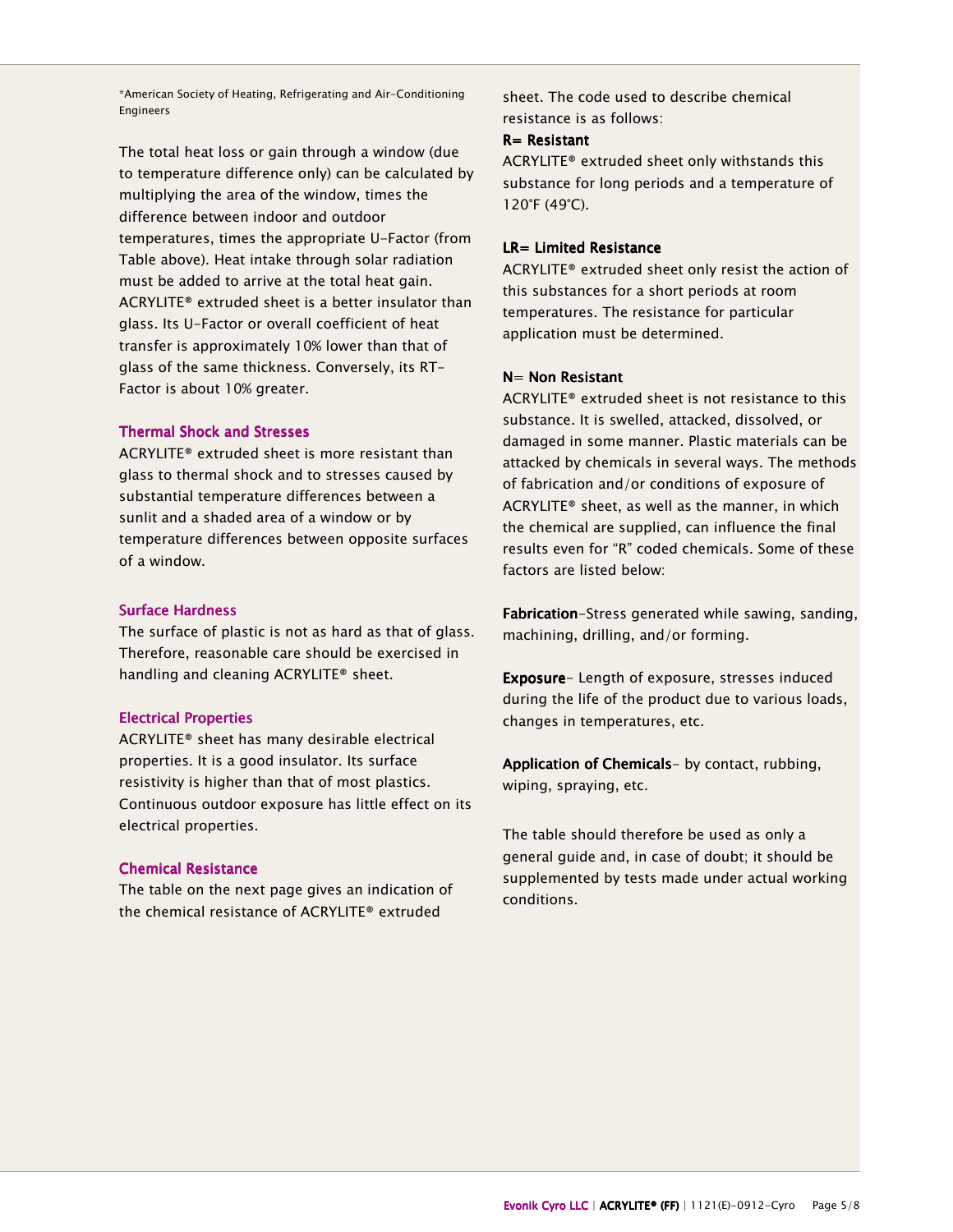*American Society of Heating, Refrigerating and Air-Conditioning Engineers

The total heat loss or gain through a window (due to temperature difference only) can be calculated by multiplying the area of the window, times the difference between indoor and outdoor temperatures, times the appropriate U-Factor (from Table above). Heat intake through solar radiation must be added to arrive at the total heat gain. ACRYLITE® extruded sheet is a better insulator than glass. Its U-Factor or overall coefficient of heat transfer is approximately 10% lower than that of glass of the same thickness. Conversely, its RT-Factor is about 10% greater.

### Thermal Shock and Stresses

ACRYLITE® extruded sheet is more resistant than glass to thermal shock and to stresses caused by substantial temperature differences between a sunlit and a shaded area of a window or by temperature differences between opposite surfaces of a window.

### Surface Hardness

The surface of plastic is not as hard as that of glass. Therefore, reasonable care should be exercised in handling and cleaning ACRYLITE® sheet.

### Electrical Properties

ACRYLITE® sheet has many desirable electrical properties. It is a good insulator. Its surface resistivity is higher than that of most plastics. Continuous outdoor exposure has little effect on its electrical properties.

### Chemical Resistance

The table on the next page gives an indication of the chemical resistance of ACRYLITE® extruded sheet. The code used to describe chemical resistance is as follows:

**R= Resistant**

ACRYLITE® extruded sheet only withstands this substance for long periods and a temperature of 120°F (49°C).

**LR= Limited Resistance**

ACRYLITE® extruded sheet only resist the action of this substances for a short periods at room temperatures. The resistance for particular application must be determined.

**N= Non Resistant**

ACRYLITE® extruded sheet is not resistance to this substance. It is swelled, attacked, dissolved, or damaged in some manner. Plastic materials can be attacked by chemicals in several ways. The methods of fabrication and/or conditions of exposure of ACRYLITE® sheet, as well as the manner, in which the chemical are supplied, can influence the final results even for "R" coded chemicals. Some of these factors are listed below:

**Fabrication**-Stress generated while sawing, sanding, machining, drilling, and/or forming.

**Exposure**- Length of exposure, stresses induced during the life of the product due to various loads, changes in temperatures, etc.

**Application of Chemicals**- by contact, rubbing, wiping, spraying, etc.

The table should therefore be used as only a general guide and, in case of doubt; it should be supplemented by tests made under actual working conditions.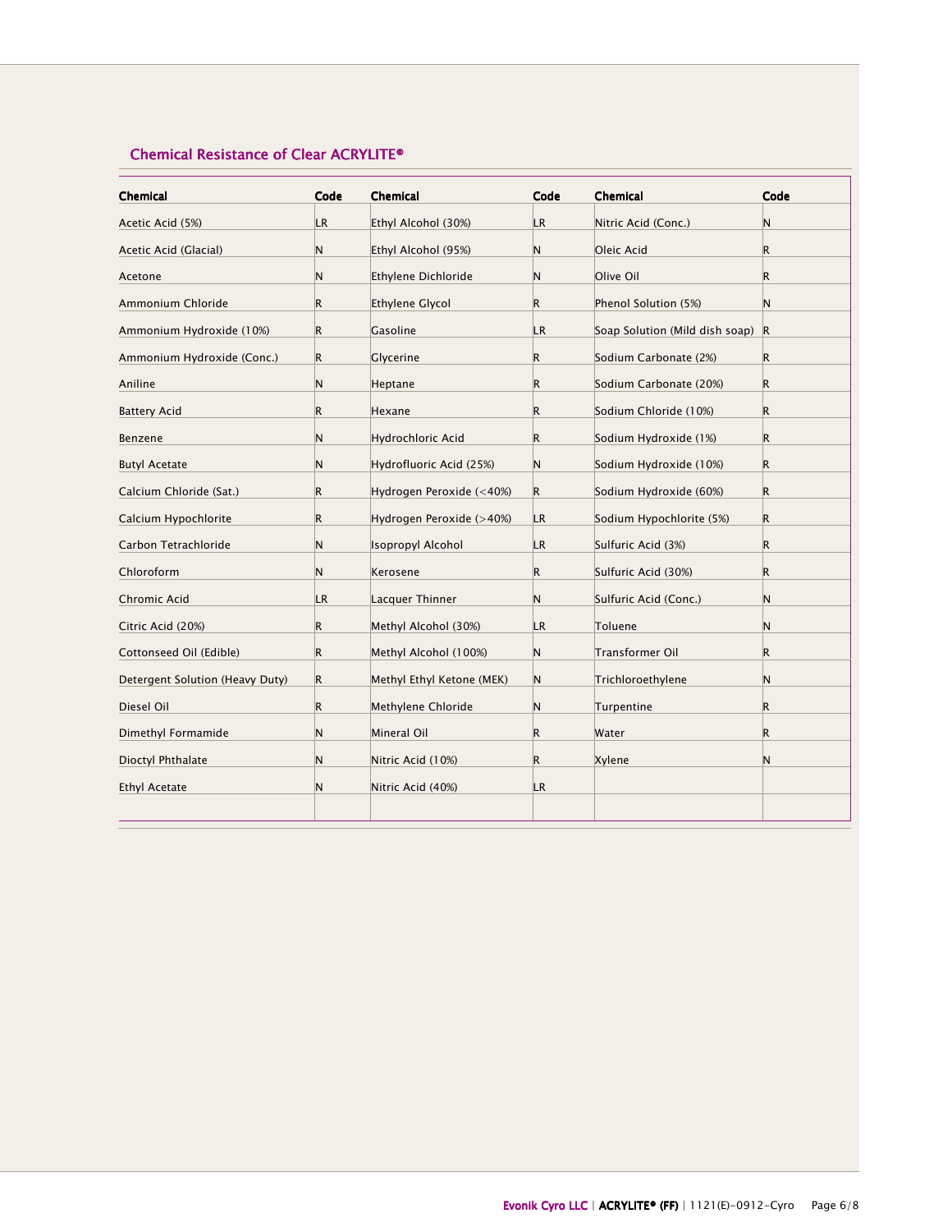## Chemical Resistance of Clear ACRYLITE®

| Chemical | Code | Chemical | Code | Chemical | Code |
|---|---|---|---|---|---|
| Acetic Acid (5%) | LR | Ethyl Alcohol (30%) | LR | Nitric Acid (Conc.) | N |
| Acetic Acid (Glacial) | N | Ethyl Alcohol (95%) | N | Oleic Acid | R |
| Acetone | N | Ethylene Dichloride | N | Olive Oil | R |
| Ammonium Chloride | R | Ethylene Glycol | R | Phenol Solution (5%) | N |
| Ammonium Hydroxide (10%) | R | Gasoline | LR | Soap Solution (Mild dish soap) | R |
| Ammonium Hydroxide (Conc.) | R | Glycerine | R | Sodium Carbonate (2%) | R |
| Aniline | N | Heptane | R | Sodium Carbonate (20%) | R |
| Battery Acid | R | Hexane | R | Sodium Chloride (10%) | R |
| Benzene | N | Hydrochloric Acid | R | Sodium Hydroxide (1%) | R |
| Butyl Acetate | N | Hydrofluoric Acid (25%) | N | Sodium Hydroxide (10%) | R |
| Calcium Chloride (Sat.) | R | Hydrogen Peroxide (<40%) | R | Sodium Hydroxide (60%) | R |
| Calcium Hypochlorite | R | Hydrogen Peroxide (>40%) | LR | Sodium Hypochlorite (5%) | R |
| Carbon Tetrachloride | N | Isopropyl Alcohol | LR | Sulfuric Acid (3%) | R |
| Chloroform | N | Kerosene | R | Sulfuric Acid (30%) | R |
| Chromic Acid | LR | Lacquer Thinner | N | Sulfuric Acid (Conc.) | N |
| Citric Acid (20%) | R | Methyl Alcohol (30%) | LR | Toluene | N |
| Cottonseed Oil (Edible) | R | Methyl Alcohol (100%) | N | Transformer Oil | R |
| Detergent Solution (Heavy Duty) | R | Methyl Ethyl Ketone (MEK) | N | Trichloroethylene | N |
| Diesel Oil | R | Methylene Chloride | N | Turpentine | R |
| Dimethyl Formamide | N | Mineral Oil | R | Water | R |
| Dioctyl Phthalate | N | Nitric Acid (10%) | R | Xylene | N |
| Ethyl Acetate | N | Nitric Acid (40%) | LR | | |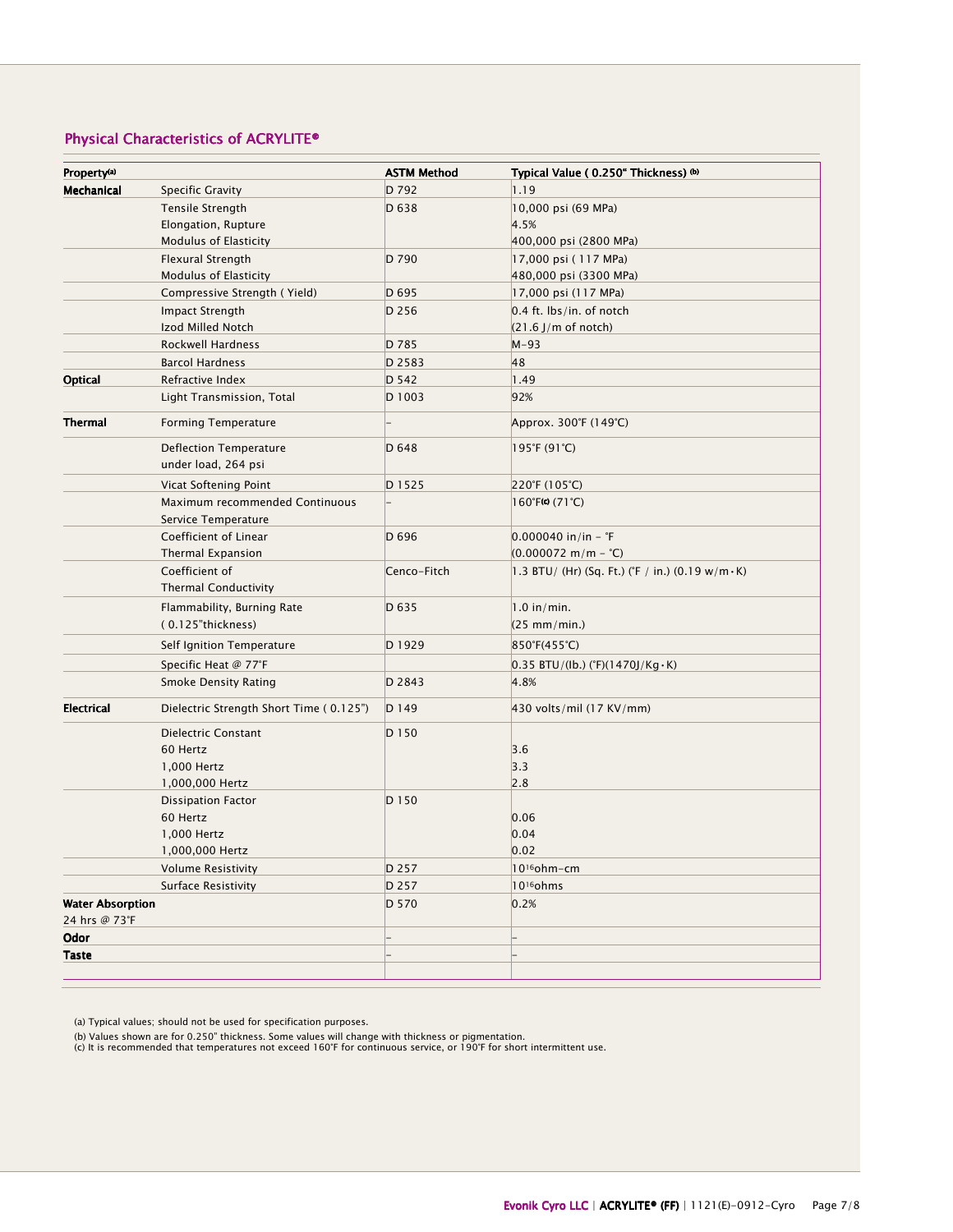## Physical Characteristics of ACRYLITE®

| Property[a] | | ASTM Method | Typical Value ( 0.250" Thickness) [b] |
|---|---|---|---|
| **Mechanical** | Specific Gravity | D 792 | 1.19 |
| | Tensile Strength<br>Elongation, Rupture<br>Modulus of Elasticity | D 638 | 10,000 psi (69 MPa)<br>4.5%<br>400,000 psi (2800 MPa) |
| | Flexural Strength<br>Modulus of Elasticity | D 790 | 17,000 psi ( 117 MPa)<br>480,000 psi (3300 MPa) |
| | Compressive Strength ( Yield) | D 695 | 17,000 psi (117 MPa) |
| | Impact Strength<br>Izod Milled Notch | D 256 | 0.4 ft. lbs/in. of notch<br>(21.6 J/m of notch) |
| | Rockwell Hardness | D 785 | M-93 |
| | Barcol Hardness | D 2583 | 48 |
| **Optical** | Refractive Index | D 542 | 1.49 |
| | Light Transmission, Total | D 1003 | 92% |
| **Thermal** | Forming Temperature | – | Approx. 300°F (149°C) |
| | Deflection Temperature under load, 264 psi | D 648 | 195°F (91°C) |
| | Vicat Softening Point | D 1525 | 220°F (105°C) |
| | Maximum recommended Continuous Service Temperature | – | 160°F[c] (71°C) |
| | Coefficient of Linear Thermal Expansion | D 696 | 0.000040 in/in - °F<br>(0.000072 m/m - °C) |
| | Coefficient of Thermal Conductivity | Cenco-Fitch | 1.3 BTU/ (Hr) (Sq. Ft.) (°F / in.) (0.19 w/m·K) |
| | Flammability, Burning Rate ( 0.125"thickness) | D 635 | 1.0 in/min.<br>(25 mm/min.) |
| | Self Ignition Temperature | D 1929 | 850°F(455°C) |
| | Specific Heat @ 77°F | | 0.35 BTU/(lb.) (°F)(1470J/Kg·K) |
| | Smoke Density Rating | D 2843 | 4.8% |
| **Electrical** | Dielectric Strength Short Time ( 0.125") | D 149 | 430 volts/mil (17 KV/mm) |
| | Dielectric Constant<br>60 Hertz<br>1,000 Hertz<br>1,000,000 Hertz | D 150 | <br>3.6<br>3.3<br>2.8 |
| | Dissipation Factor<br>60 Hertz<br>1,000 Hertz<br>1,000,000 Hertz | D 150 | <br>0.06<br>0.04<br>0.02 |
| | Volume Resistivity | D 257 | $10^{16}$ ohm-cm |
| | Surface Resistivity | D 257 | $10^{16}$ ohms |
| **Water Absorption**<br>24 hrs @ 73°F | | D 570 | 0.2% |
| **Odor** | | – | – |
| **Taste** | | – | – |

(a) Typical values; should not be used for specification purposes.

(b) Values shown are for 0.250" thickness. Some values will change with thickness or pigmentation.

(c) It is recommended that temperatures not exceed 160°F for continuous service, or 190°F for short intermittent use.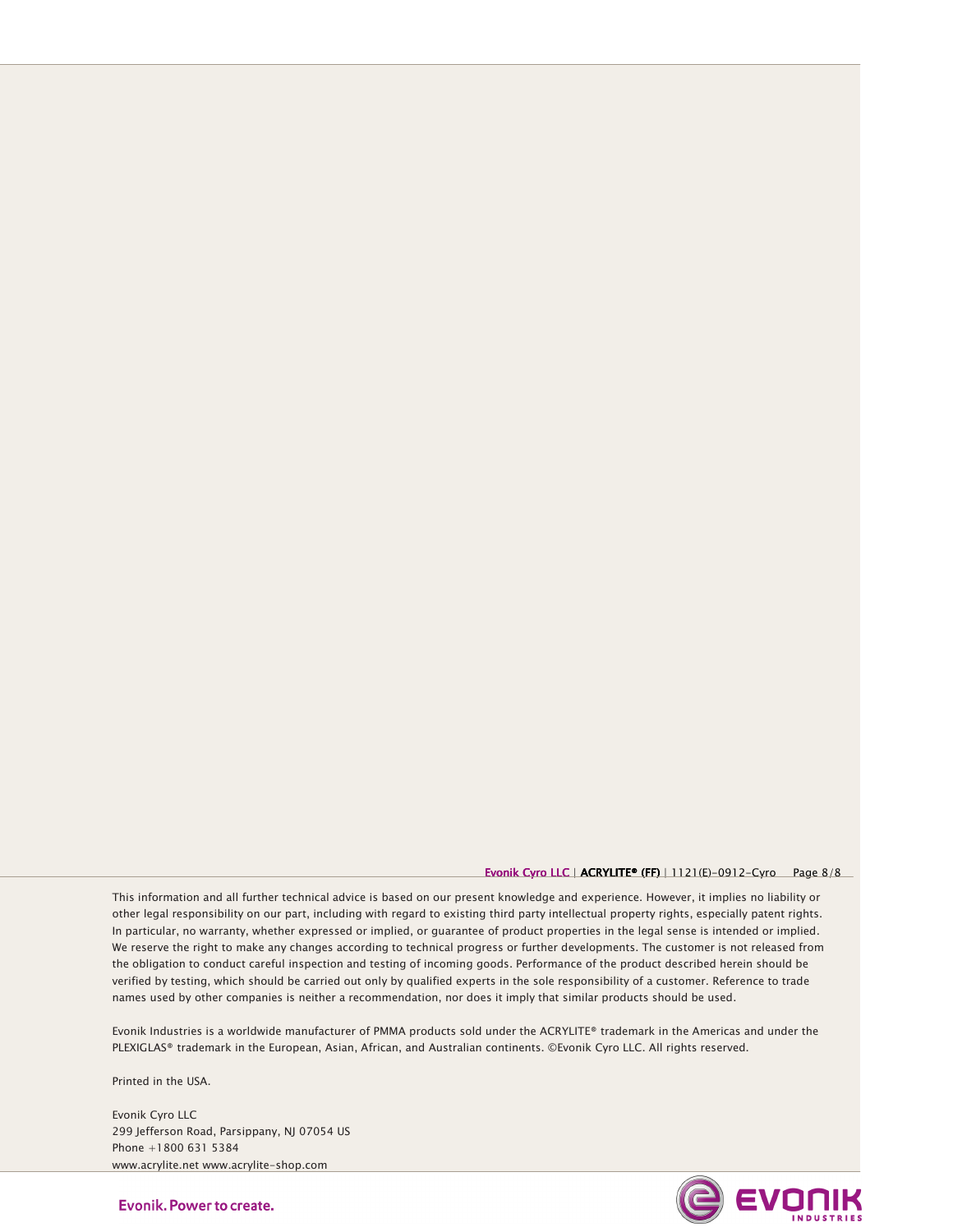This information and all further technical advice is based on our present knowledge and experience. However, it implies no liability or other legal responsibility on our part, including with regard to existing third party intellectual property rights, especially patent rights. In particular, no warranty, whether expressed or implied, or guarantee of product properties in the legal sense is intended or implied. We reserve the right to make any changes according to technical progress or further developments. The customer is not released from the obligation to conduct careful inspection and testing of incoming goods. Performance of the product described herein should be verified by testing, which should be carried out only by qualified experts in the sole responsibility of a customer. Reference to trade names used by other companies is neither a recommendation, nor does it imply that similar products should be used.

Evonik Industries is a worldwide manufacturer of PMMA products sold under the ACRYLITE® trademark in the Americas and under the PLEXIGLAS® trademark in the European, Asian, African, and Australian continents. ©Evonik Cyro LLC. All rights reserved.

Printed in the USA.

Evonik Cyro LLC
299 Jefferson Road, Parsippany, NJ 07054 US
Phone +1800 631 5384
www.acrylite.net www.acrylite-shop.com

Evonik. Power to create.